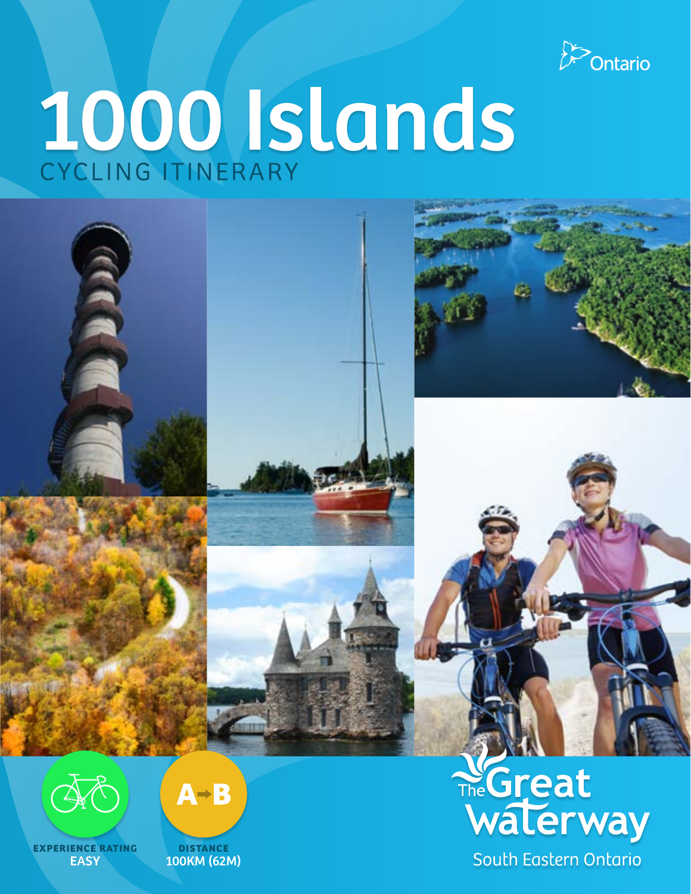Ontario

# 1000 Islands

CYCLING ITINERARY

**EXPERIENCE RATING**
**EASY**

**DISTANCE**
**100KM (62M)**

The Great Waterway

South Eastern Ontario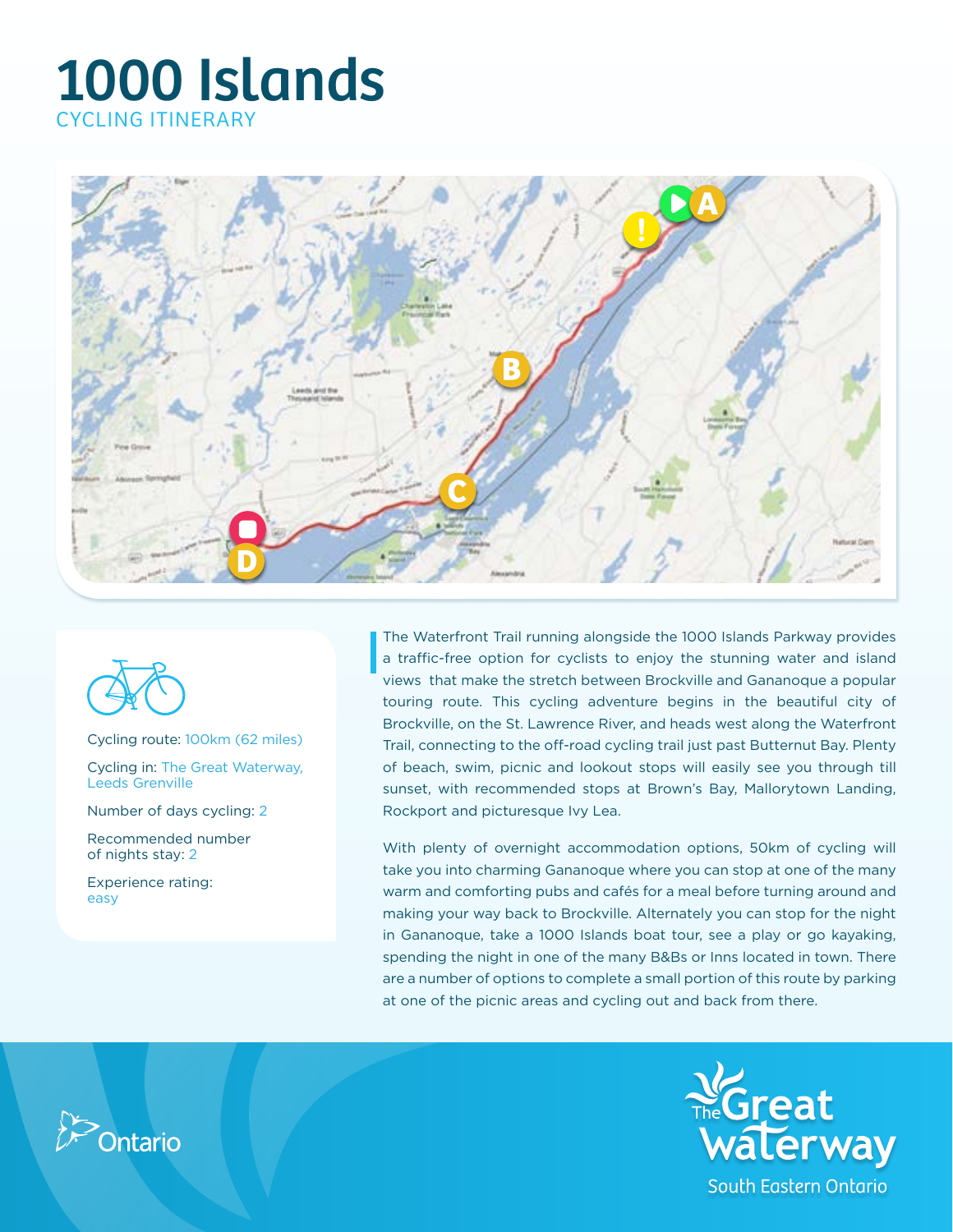# 1000 Islands

CYCLING ITINERARY

Cycling route: 100km (62 miles)

Cycling in: The Great Waterway, Leeds Grenville

Number of days cycling: 2

Recommended number of nights stay: 2

Experience rating: easy

The Waterfront Trail running alongside the 1000 Islands Parkway provides a traffic-free option for cyclists to enjoy the stunning water and island views that make the stretch between Brockville and Gananoque a popular touring route. This cycling adventure begins in the beautiful city of Brockville, on the St. Lawrence River, and heads west along the Waterfront Trail, connecting to the off-road cycling trail just past Butternut Bay. Plenty of beach, swim, picnic and lookout stops will easily see you through till sunset, with recommended stops at Brown's Bay, Mallorytown Landing, Rockport and picturesque Ivy Lea.

With plenty of overnight accommodation options, 50km of cycling will take you into charming Gananoque where you can stop at one of the many warm and comforting pubs and cafés for a meal before turning around and making your way back to Brockville. Alternately you can stop for the night in Gananoque, take a 1000 Islands boat tour, see a play or go kayaking, spending the night in one of the many B&Bs or Inns located in town. There are a number of options to complete a small portion of this route by parking at one of the picnic areas and cycling out and back from there.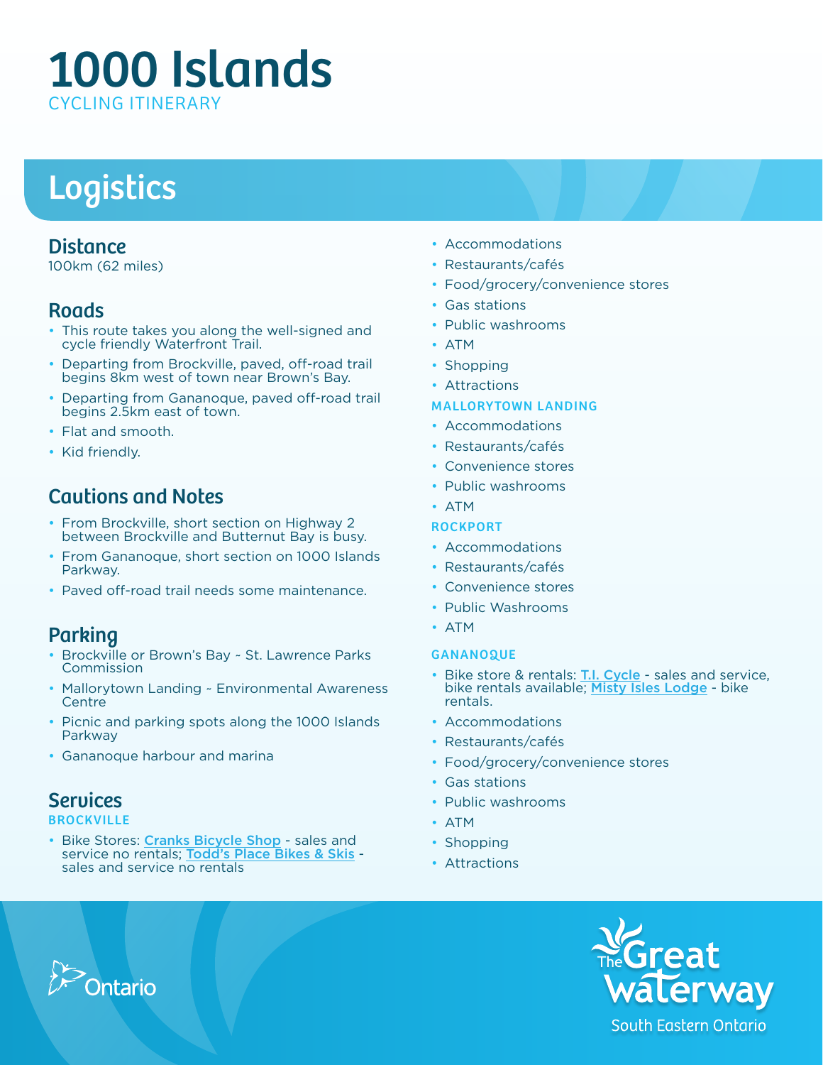# 1000 Islands

CYCLING ITINERARY

## Logistics

### Distance

100km (62 miles)

### Roads

- This route takes you along the well-signed and cycle friendly Waterfront Trail.
- Departing from Brockville, paved, off-road trail begins 8km west of town near Brown's Bay.
- Departing from Gananoque, paved off-road trail begins 2.5km east of town.
- Flat and smooth.
- Kid friendly.

### Cautions and Notes

- From Brockville, short section on Highway 2 between Brockville and Butternut Bay is busy.
- From Gananoque, short section on 1000 Islands Parkway.
- Paved off-road trail needs some maintenance.

### Parking

- Brockville or Brown's Bay - St. Lawrence Parks Commission
- Mallorytown Landing - Environmental Awareness Centre
- Picnic and parking spots along the 1000 Islands Parkway
- Gananoque harbour and marina

### Services

#### BROCKVILLE

- Bike Stores: Cranks Bicycle Shop - sales and service no rentals; Todd's Place Bikes & Skis - sales and service no rentals
- Accommodations
- Restaurants/cafés
- Food/grocery/convenience stores
- Gas stations
- Public washrooms
- ATM
- Shopping
- Attractions

#### MALLORYTOWN LANDING

- Accommodations
- Restaurants/cafés
- Convenience stores
- Public washrooms
- ATM

#### ROCKPORT

- Accommodations
- Restaurants/cafés
- Convenience stores
- Public Washrooms
- ATM

#### GANANOQUE

- Bike store & rentals: T.I. Cycle - sales and service, bike rentals available; Misty Isles Lodge - bike rentals.
- Accommodations
- Restaurants/cafés
- Food/grocery/convenience stores
- Gas stations
- Public washrooms
- ATM
- Shopping
- Attractions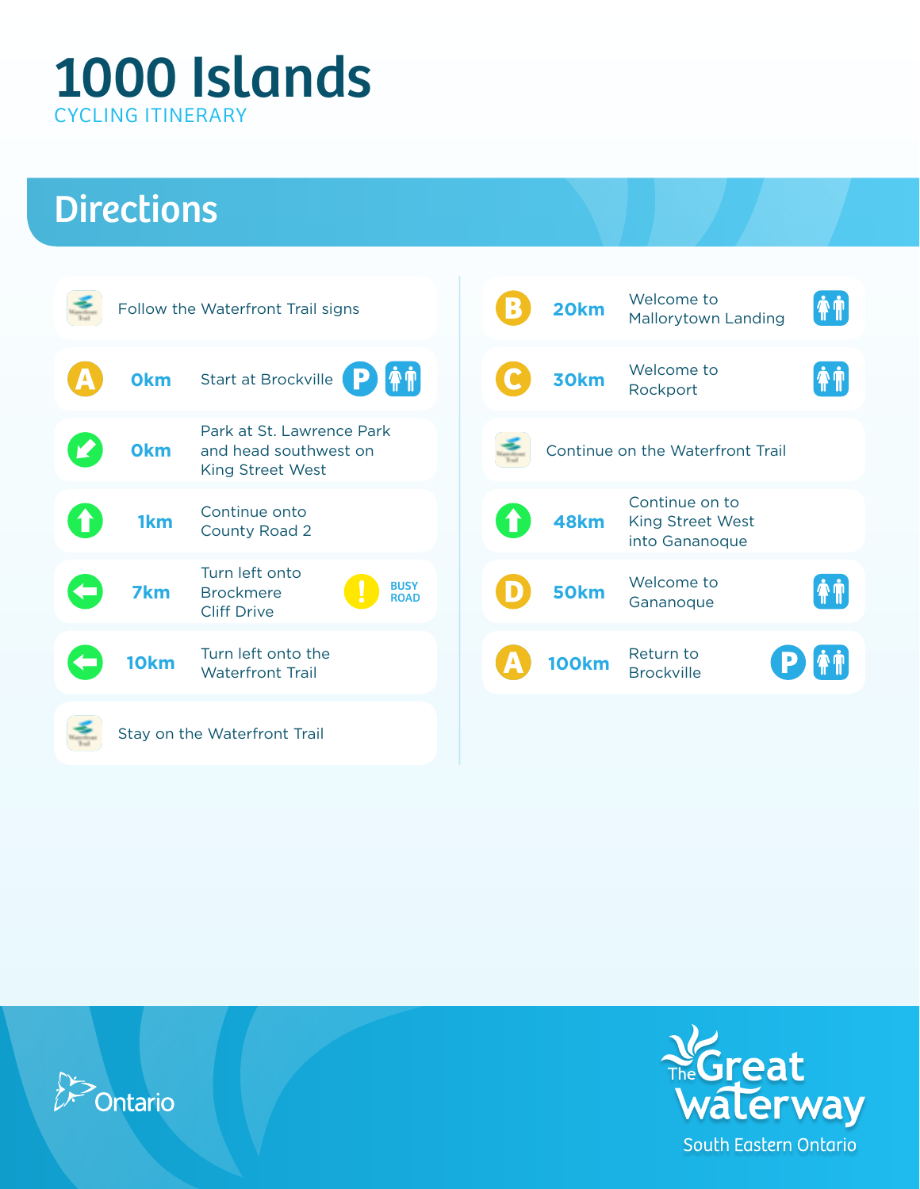# 1000 Islands

CYCLING ITINERARY

## Directions

| Marker | Distance | Direction | Notes |
|---|---|---|---|
| | | Follow the Waterfront Trail signs | |
| A | 0km | Start at Brockville | P, Washrooms |
| | 0km | Park at St. Lawrence Park and head southwest on King Street West | |
| | 1km | Continue onto County Road 2 | |
| | 7km | Turn left onto Brockmere Cliff Drive | BUSY ROAD |
| | 10km | Turn left onto the Waterfront Trail | |
| | | Stay on the Waterfront Trail | |
| B | 20km | Welcome to Mallorytown Landing | Washrooms |
| C | 30km | Welcome to Rockport | Washrooms |
| | | Continue on the Waterfront Trail | |
| | 48km | Continue on to King Street West into Gananoque | |
| D | 50km | Welcome to Gananoque | Washrooms |
| A | 100km | Return to Brockville | P, Washrooms |

Ontario

The Great Waterway
South Eastern Ontario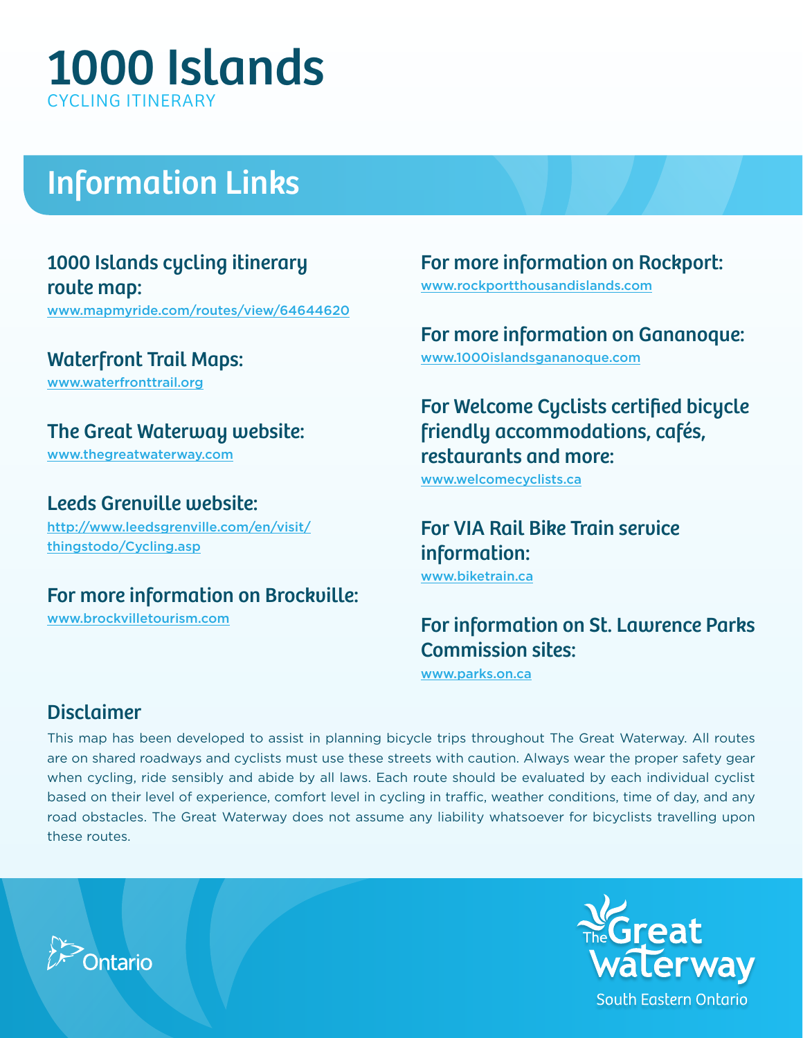# 1000 Islands

CYCLING ITINERARY

## Information Links

### 1000 Islands cycling itinerary route map:

www.mapmyride.com/routes/view/64644620

### Waterfront Trail Maps:

www.waterfronttrail.org

### The Great Waterway website:

www.thegreatwaterway.com

### Leeds Grenville website:

http://www.leedsgrenville.com/en/visit/thingstodo/Cycling.asp

### For more information on Brockville:

www.brockvilletourism.com

### For more information on Rockport:

www.rockportthousandislands.com

### For more information on Gananoque:

www.1000islandsgananoque.com

### For Welcome Cyclists certified bicycle friendly accommodations, cafés, restaurants and more:

www.welcomecyclists.ca

### For VIA Rail Bike Train service information:

www.biketrain.ca

### For information on St. Lawrence Parks Commission sites:

www.parks.on.ca

### Disclaimer

This map has been developed to assist in planning bicycle trips throughout The Great Waterway. All routes are on shared roadways and cyclists must use these streets with caution. Always wear the proper safety gear when cycling, ride sensibly and abide by all laws. Each route should be evaluated by each individual cyclist based on their level of experience, comfort level in cycling in traffic, weather conditions, time of day, and any road obstacles. The Great Waterway does not assume any liability whatsoever for bicyclists travelling upon these routes.

Ontario

The Great Waterway
South Eastern Ontario